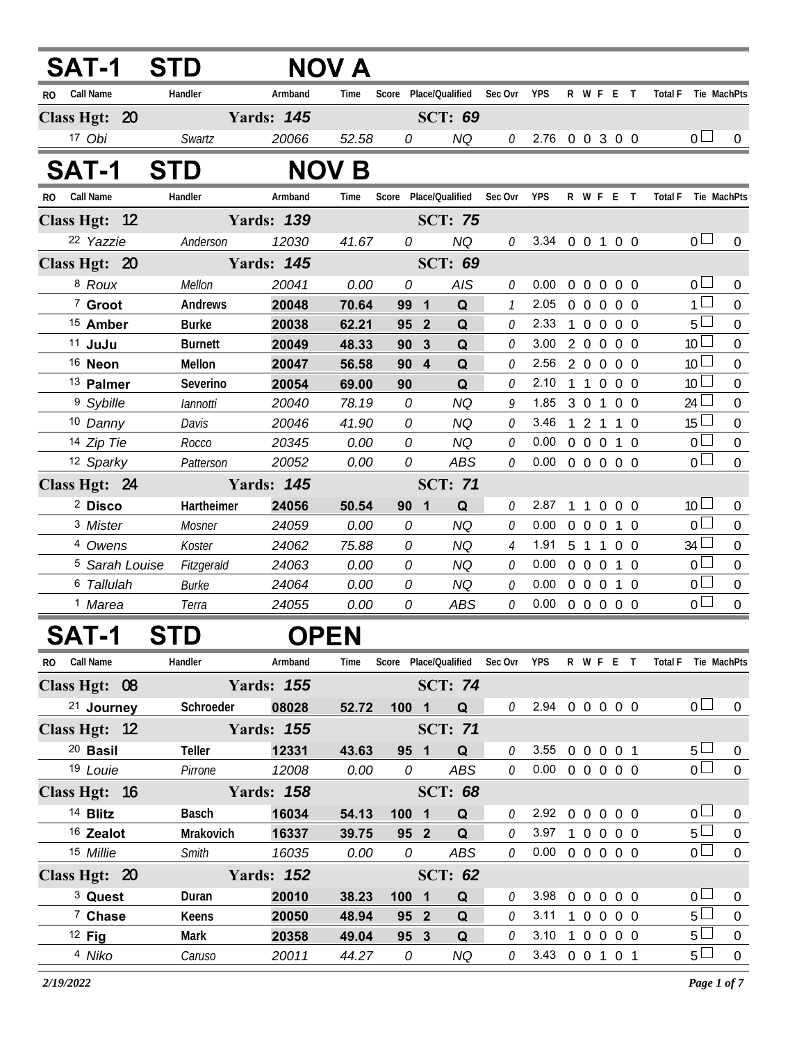# SAT-1 STD NOV A

| RO | Call Name | Handler | Armband | Time | Score | Place/Qualified | | Sec Ovr | YPS | R | W | F | E | T | Total F | Tie | MachPts |
|---|---|---|---|---|---|---|---|---|---|---|---|---|---|---|---|---|---|
| **Class Hgt: 20** | | **Yards: 145** | | | | **SCT: 69** | | | | | | | | | | | |
| 17 | *Obi* | *Swartz* | *20066* | *52.58* | *0* | | *NQ* | *0* | 2.76 | 0 | 0 | 3 | 0 | 0 | 0 | ☐ | 0 |

# SAT-1 STD NOV B

| RO | Call Name | Handler | Armband | Time | Score | Place/Qualified | | Sec Ovr | YPS | R | W | F | E | T | Total F | Tie | MachPts |
|---|---|---|---|---|---|---|---|---|---|---|---|---|---|---|---|---|---|
| **Class Hgt: 12** | | **Yards: 139** | | | | **SCT: 75** | | | | | | | | | | | |
| 22 | *Yazzie* | *Anderson* | *12030* | *41.67* | *0* | | *NQ* | *0* | 3.34 | 0 | 0 | 1 | 0 | 0 | 0 | ☐ | 0 |
| **Class Hgt: 20** | | **Yards: 145** | | | | **SCT: 69** | | | | | | | | | | | |
| 8 | *Roux* | *Mellon* | *20041* | *0.00* | *0* | | *AIS* | *0* | 0.00 | 0 | 0 | 0 | 0 | 0 | 0 | ☐ | 0 |
| 7 | **Groot** | **Andrews** | **20048** | **70.64** | **99** | **1** | **Q** | *1* | 2.05 | 0 | 0 | 0 | 0 | 0 | 1 | ☐ | 0 |
| 15 | **Amber** | **Burke** | **20038** | **62.21** | **95** | **2** | **Q** | *0* | 2.33 | 1 | 0 | 0 | 0 | 0 | 5 | ☐ | 0 |
| 11 | **JuJu** | **Burnett** | **20049** | **48.33** | **90** | **3** | **Q** | *0* | 3.00 | 2 | 0 | 0 | 0 | 0 | 10 | ☐ | 0 |
| 16 | **Neon** | **Mellon** | **20047** | **56.58** | **90** | **4** | **Q** | *0* | 2.56 | 2 | 0 | 0 | 0 | 0 | 10 | ☐ | 0 |
| 13 | **Palmer** | **Severino** | **20054** | **69.00** | **90** | | **Q** | *0* | 2.10 | 1 | 1 | 0 | 0 | 0 | 10 | ☐ | 0 |
| 9 | *Sybille* | *Iannotti* | *20040* | *78.19* | *0* | | *NQ* | *9* | 1.85 | 3 | 0 | 1 | 0 | 0 | 24 | ☐ | 0 |
| 10 | *Danny* | *Davis* | *20046* | *41.90* | *0* | | *NQ* | *0* | 3.46 | 1 | 2 | 1 | 1 | 0 | 15 | ☐ | 0 |
| 14 | *Zip Tie* | *Rocco* | *20345* | *0.00* | *0* | | *NQ* | *0* | 0.00 | 0 | 0 | 0 | 1 | 0 | 0 | ☐ | 0 |
| 12 | *Sparky* | *Patterson* | *20052* | *0.00* | *0* | | *ABS* | *0* | 0.00 | 0 | 0 | 0 | 0 | 0 | 0 | ☐ | 0 |
| **Class Hgt: 24** | | **Yards: 145** | | | | **SCT: 71** | | | | | | | | | | | |
| 2 | **Disco** | **Hartheimer** | **24056** | **50.54** | **90** | **1** | **Q** | *0* | 2.87 | 1 | 1 | 0 | 0 | 0 | 10 | ☐ | 0 |
| 3 | *Mister* | *Mosner* | *24059* | *0.00* | *0* | | *NQ* | *0* | 0.00 | 0 | 0 | 0 | 1 | 0 | 0 | ☐ | 0 |
| 4 | *Owens* | *Koster* | *24062* | *75.88* | *0* | | *NQ* | *4* | 1.91 | 5 | 1 | 1 | 0 | 0 | 34 | ☐ | 0 |
| 5 | *Sarah Louise* | *Fitzgerald* | *24063* | *0.00* | *0* | | *NQ* | *0* | 0.00 | 0 | 0 | 0 | 1 | 0 | 0 | ☐ | 0 |
| 6 | *Tallulah* | *Burke* | *24064* | *0.00* | *0* | | *NQ* | *0* | 0.00 | 0 | 0 | 0 | 1 | 0 | 0 | ☐ | 0 |
| 1 | *Marea* | *Terra* | *24055* | *0.00* | *0* | | *ABS* | *0* | 0.00 | 0 | 0 | 0 | 0 | 0 | 0 | ☐ | 0 |

# SAT-1 STD OPEN

| RO | Call Name | Handler | Armband | Time | Score | Place/Qualified | | Sec Ovr | YPS | R | W | F | E | T | Total F | Tie | MachPts |
|---|---|---|---|---|---|---|---|---|---|---|---|---|---|---|---|---|---|
| **Class Hgt: 08** | | **Yards: 155** | | | | **SCT: 74** | | | | | | | | | | | |
| 21 | **Journey** | **Schroeder** | **08028** | **52.72** | **100** | **1** | **Q** | *0* | 2.94 | 0 | 0 | 0 | 0 | 0 | 0 | ☐ | 0 |
| **Class Hgt: 12** | | **Yards: 155** | | | | **SCT: 71** | | | | | | | | | | | |
| 20 | **Basil** | **Teller** | **12331** | **43.63** | **95** | **1** | **Q** | *0* | 3.55 | 0 | 0 | 0 | 0 | 1 | 5 | ☐ | 0 |
| 19 | *Louie* | *Pirrone* | *12008* | *0.00* | *0* | | *ABS* | *0* | 0.00 | 0 | 0 | 0 | 0 | 0 | 0 | ☐ | 0 |
| **Class Hgt: 16** | | **Yards: 158** | | | | **SCT: 68** | | | | | | | | | | | |
| 14 | **Blitz** | **Basch** | **16034** | **54.13** | **100** | **1** | **Q** | *0* | 2.92 | 0 | 0 | 0 | 0 | 0 | 0 | ☐ | 0 |
| 16 | **Zealot** | **Mrakovich** | **16337** | **39.75** | **95** | **2** | **Q** | *0* | 3.97 | 1 | 0 | 0 | 0 | 0 | 5 | ☐ | 0 |
| 15 | *Millie* | *Smith* | *16035* | *0.00* | *0* | | *ABS* | *0* | 0.00 | 0 | 0 | 0 | 0 | 0 | 0 | ☐ | 0 |
| **Class Hgt: 20** | | **Yards: 152** | | | | **SCT: 62** | | | | | | | | | | | |
| 3 | **Quest** | **Duran** | **20010** | **38.23** | **100** | **1** | **Q** | *0* | 3.98 | 0 | 0 | 0 | 0 | 0 | 0 | ☐ | 0 |
| 7 | **Chase** | **Keens** | **20050** | **48.94** | **95** | **2** | **Q** | *0* | 3.11 | 1 | 0 | 0 | 0 | 0 | 5 | ☐ | 0 |
| 12 | **Fig** | **Mark** | **20358** | **49.04** | **95** | **3** | **Q** | *0* | 3.10 | 1 | 0 | 0 | 0 | 0 | 5 | ☐ | 0 |
| 4 | *Niko* | *Caruso* | *20011* | *44.27* | *0* | | *NQ* | *0* | 3.43 | 0 | 0 | 1 | 0 | 1 | 5 | ☐ | 0 |

*2/19/2022*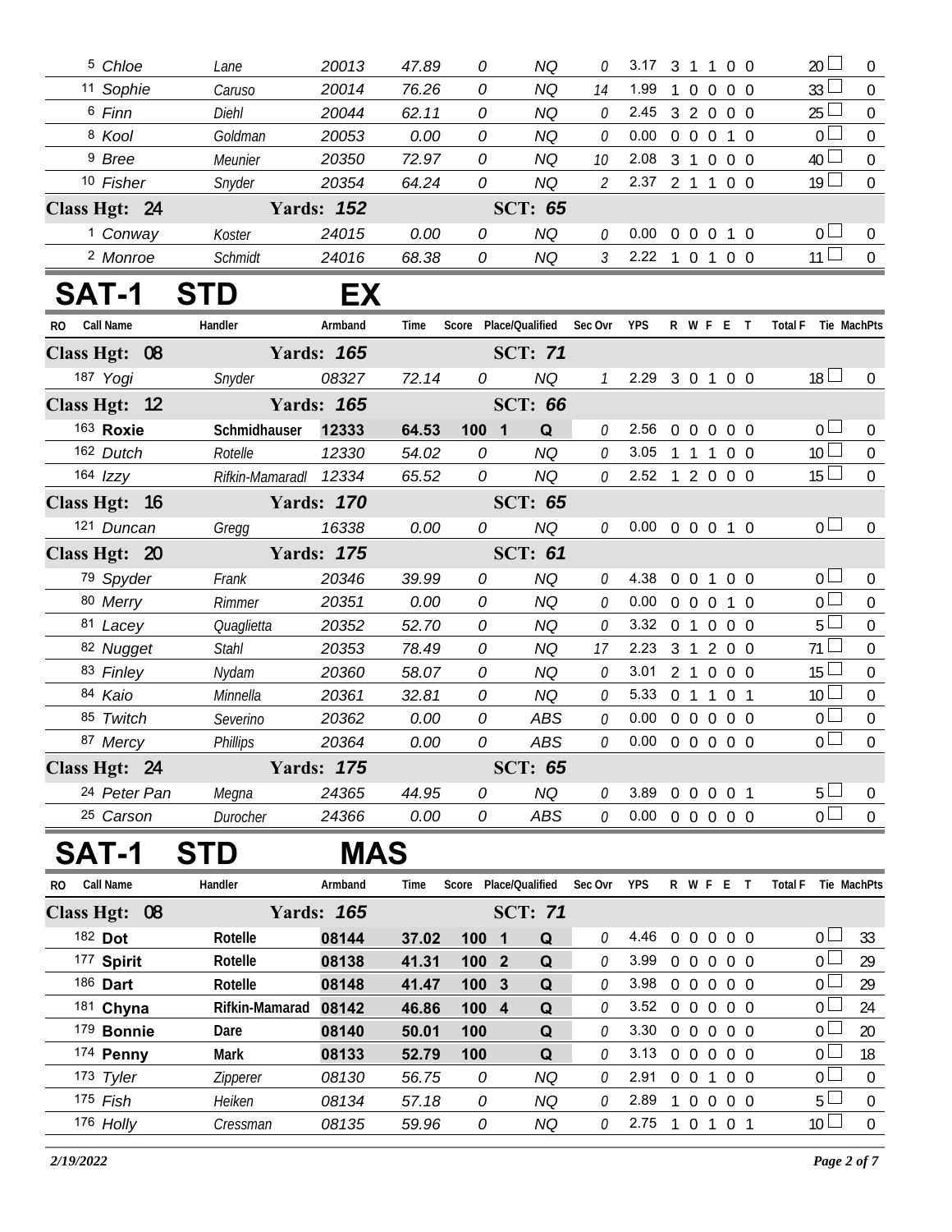| RO | Call Name | Handler | Armband | Time | Score | Place/Qualified | Sec Ovr | YPS | R | W | F | E | T | Total F | Tie | MachPts |
|---|---|---|---|---|---|---|---|---|---|---|---|---|---|---|---|---|
| 5 | *Chloe* | *Lane* | *20013* | *47.89* | *0* | *NQ* | *0* | 3.17 | 3 | 1 | 1 | 0 | 0 | 20 | | 0 |
| 11 | *Sophie* | *Caruso* | *20014* | *76.26* | *0* | *NQ* | *14* | 1.99 | 1 | 0 | 0 | 0 | 0 | 33 | | 0 |
| 6 | *Finn* | *Diehl* | *20044* | *62.11* | *0* | *NQ* | *0* | 2.45 | 3 | 2 | 0 | 0 | 0 | 25 | | 0 |
| 8 | *Kool* | *Goldman* | *20053* | *0.00* | *0* | *NQ* | *0* | 0.00 | 0 | 0 | 0 | 1 | 0 | 0 | | 0 |
| 9 | *Bree* | *Meunier* | *20350* | *72.97* | *0* | *NQ* | *10* | 2.08 | 3 | 1 | 0 | 0 | 0 | 40 | | 0 |
| 10 | *Fisher* | *Snyder* | *20354* | *64.24* | *0* | *NQ* | *2* | 2.37 | 2 | 1 | 1 | 0 | 0 | 19 | | 0 |
| **Class Hgt: 24** | | **Yards: 152** | | | | **SCT: 65** | | | | | | | | | | |
| 1 | *Conway* | *Koster* | *24015* | *0.00* | *0* | *NQ* | *0* | 0.00 | 0 | 0 | 0 | 1 | 0 | 0 | | 0 |
| 2 | *Monroe* | *Schmidt* | *24016* | *68.38* | *0* | *NQ* | *3* | 2.22 | 1 | 0 | 1 | 0 | 0 | 11 | | 0 |

# SAT-1 STD EX

| RO | Call Name | Handler | Armband | Time | Score | Place/Qualified | Sec Ovr | YPS | R | W | F | E | T | Total F | Tie | MachPts |
|---|---|---|---|---|---|---|---|---|---|---|---|---|---|---|---|---|
| **Class Hgt: 08** | | **Yards: 165** | | | | **SCT: 71** | | | | | | | | | | |
| 187 | *Yogi* | *Snyder* | *08327* | *72.14* | *0* | *NQ* | *1* | 2.29 | 3 | 0 | 1 | 0 | 0 | 18 | | 0 |
| **Class Hgt: 12** | | **Yards: 165** | | | | **SCT: 66** | | | | | | | | | | |
| 163 | **Roxie** | **Schmidhauser** | **12333** | **64.53** | **100 1** | **Q** | *0* | 2.56 | 0 | 0 | 0 | 0 | 0 | 0 | | 0 |
| 162 | *Dutch* | *Rotelle* | *12330* | *54.02* | *0* | *NQ* | *0* | 3.05 | 1 | 1 | 1 | 0 | 0 | 10 | | 0 |
| 164 | *Izzy* | *Rifkin-Mamaradl* | *12334* | *65.52* | *0* | *NQ* | *0* | 2.52 | 1 | 2 | 0 | 0 | 0 | 15 | | 0 |
| **Class Hgt: 16** | | **Yards: 170** | | | | **SCT: 65** | | | | | | | | | | |
| 121 | *Duncan* | *Gregg* | *16338* | *0.00* | *0* | *NQ* | *0* | 0.00 | 0 | 0 | 0 | 1 | 0 | 0 | | 0 |
| **Class Hgt: 20** | | **Yards: 175** | | | | **SCT: 61** | | | | | | | | | | |
| 79 | *Spyder* | *Frank* | *20346* | *39.99* | *0* | *NQ* | *0* | 4.38 | 0 | 0 | 1 | 0 | 0 | 0 | | 0 |
| 80 | *Merry* | *Rimmer* | *20351* | *0.00* | *0* | *NQ* | *0* | 0.00 | 0 | 0 | 0 | 1 | 0 | 0 | | 0 |
| 81 | *Lacey* | *Quaglietta* | *20352* | *52.70* | *0* | *NQ* | *0* | 3.32 | 0 | 1 | 0 | 0 | 0 | 5 | | 0 |
| 82 | *Nugget* | *Stahl* | *20353* | *78.49* | *0* | *NQ* | *17* | 2.23 | 3 | 1 | 2 | 0 | 0 | 71 | | 0 |
| 83 | *Finley* | *Nydam* | *20360* | *58.07* | *0* | *NQ* | *0* | 3.01 | 2 | 1 | 0 | 0 | 0 | 15 | | 0 |
| 84 | *Kaio* | *Minnella* | *20361* | *32.81* | *0* | *NQ* | *0* | 5.33 | 0 | 1 | 1 | 0 | 1 | 10 | | 0 |
| 85 | *Twitch* | *Severino* | *20362* | *0.00* | *0* | *ABS* | *0* | 0.00 | 0 | 0 | 0 | 0 | 0 | 0 | | 0 |
| 87 | *Mercy* | *Phillips* | *20364* | *0.00* | *0* | *ABS* | *0* | 0.00 | 0 | 0 | 0 | 0 | 0 | 0 | | 0 |
| **Class Hgt: 24** | | **Yards: 175** | | | | **SCT: 65** | | | | | | | | | | |
| 24 | *Peter Pan* | *Megna* | *24365* | *44.95* | *0* | *NQ* | *0* | 3.89 | 0 | 0 | 0 | 0 | 1 | 5 | | 0 |
| 25 | *Carson* | *Durocher* | *24366* | *0.00* | *0* | *ABS* | *0* | 0.00 | 0 | 0 | 0 | 0 | 0 | 0 | | 0 |

# SAT-1 STD MAS

| RO | Call Name | Handler | Armband | Time | Score | Place/Qualified | Sec Ovr | YPS | R | W | F | E | T | Total F | Tie | MachPts |
|---|---|---|---|---|---|---|---|---|---|---|---|---|---|---|---|---|
| **Class Hgt: 08** | | **Yards: 165** | | | | **SCT: 71** | | | | | | | | | | |
| 182 | **Dot** | **Rotelle** | **08144** | **37.02** | **100 1** | **Q** | *0* | 4.46 | 0 | 0 | 0 | 0 | 0 | 0 | | 33 |
| 177 | **Spirit** | **Rotelle** | **08138** | **41.31** | **100 2** | **Q** | *0* | 3.99 | 0 | 0 | 0 | 0 | 0 | 0 | | 29 |
| 186 | **Dart** | **Rotelle** | **08148** | **41.47** | **100 3** | **Q** | *0* | 3.98 | 0 | 0 | 0 | 0 | 0 | 0 | | 29 |
| 181 | **Chyna** | **Rifkin-Mamarad** | **08142** | **46.86** | **100 4** | **Q** | *0* | 3.52 | 0 | 0 | 0 | 0 | 0 | 0 | | 24 |
| 179 | **Bonnie** | **Dare** | **08140** | **50.01** | **100** | **Q** | *0* | 3.30 | 0 | 0 | 0 | 0 | 0 | 0 | | 20 |
| 174 | **Penny** | **Mark** | **08133** | **52.79** | **100** | **Q** | *0* | 3.13 | 0 | 0 | 0 | 0 | 0 | 0 | | 18 |
| 173 | *Tyler* | *Zipperer* | *08130* | *56.75* | *0* | *NQ* | *0* | 2.91 | 0 | 0 | 1 | 0 | 0 | 0 | | 0 |
| 175 | *Fish* | *Heiken* | *08134* | *57.18* | *0* | *NQ* | *0* | 2.89 | 1 | 0 | 0 | 0 | 0 | 5 | | 0 |
| 176 | *Holly* | *Cressman* | *08135* | *59.96* | *0* | *NQ* | *0* | 2.75 | 1 | 0 | 1 | 0 | 1 | 10 | | 0 |

*2/19/2022*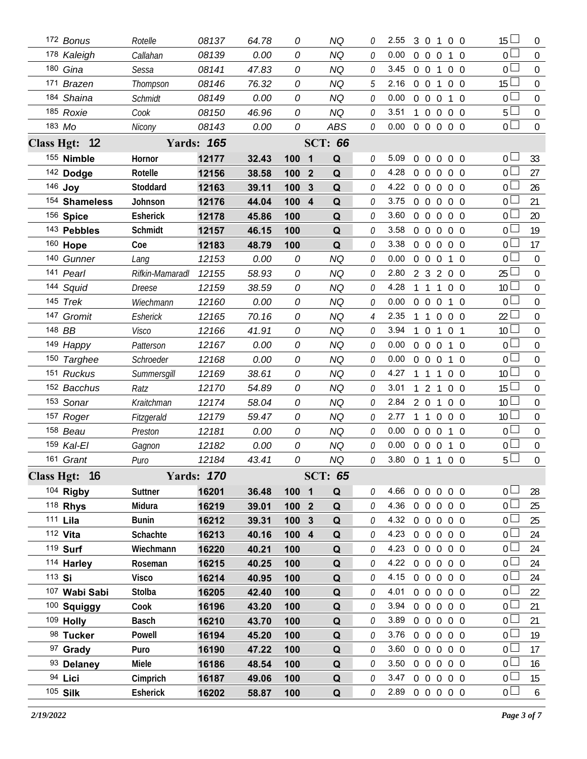| # | Name | Handler | Number | Time | Score | Place | Q | | YPS | Faults | | | | | Total | Pts |
|---|---|---|---|---|---|---|---|---|---|---|---|---|---|---|---|---|
| 172 | *Bonus* | *Rotelle* | *08137* | *64.78* | *0* | | *NQ* | *0* | 2.55 | 3 | 0 | 1 | 0 | 0 | 15 | 0 |
| 178 | *Kaleigh* | *Callahan* | *08139* | *0.00* | *0* | | *NQ* | *0* | 0.00 | 0 | 0 | 0 | 1 | 0 | 0 | 0 |
| 180 | *Gina* | *Sessa* | *08141* | *47.83* | *0* | | *NQ* | *0* | 3.45 | 0 | 0 | 1 | 0 | 0 | 0 | 0 |
| 171 | *Brazen* | *Thompson* | *08146* | *76.32* | *0* | | *NQ* | *5* | 2.16 | 0 | 0 | 1 | 0 | 0 | 15 | 0 |
| 184 | *Shaina* | *Schmidt* | *08149* | *0.00* | *0* | | *NQ* | *0* | 0.00 | 0 | 0 | 0 | 1 | 0 | 0 | 0 |
| 185 | *Roxie* | *Cook* | *08150* | *46.96* | *0* | | *NQ* | *0* | 3.51 | 1 | 0 | 0 | 0 | 0 | 5 | 0 |
| 183 | *Mo* | *Nicony* | *08143* | *0.00* | *0* | | *ABS* | *0* | 0.00 | 0 | 0 | 0 | 0 | 0 | 0 | 0 |
| **Class Hgt: 12** | | **Yards: 165** | | | | **SCT: 66** | | | | | | | | | | |
| 155 | **Nimble** | **Hornor** | **12177** | **32.43** | **100** | **1** | **Q** | *0* | 5.09 | 0 | 0 | 0 | 0 | 0 | 0 | 33 |
| 142 | **Dodge** | **Rotelle** | **12156** | **38.58** | **100** | **2** | **Q** | *0* | 4.28 | 0 | 0 | 0 | 0 | 0 | 0 | 27 |
| 146 | **Joy** | **Stoddard** | **12163** | **39.11** | **100** | **3** | **Q** | *0* | 4.22 | 0 | 0 | 0 | 0 | 0 | 0 | 26 |
| 154 | **Shameless** | **Johnson** | **12176** | **44.04** | **100** | **4** | **Q** | *0* | 3.75 | 0 | 0 | 0 | 0 | 0 | 0 | 21 |
| 156 | **Spice** | **Esherick** | **12178** | **45.86** | **100** | | **Q** | *0* | 3.60 | 0 | 0 | 0 | 0 | 0 | 0 | 20 |
| 143 | **Pebbles** | **Schmidt** | **12157** | **46.15** | **100** | | **Q** | *0* | 3.58 | 0 | 0 | 0 | 0 | 0 | 0 | 19 |
| 160 | **Hope** | **Coe** | **12183** | **48.79** | **100** | | **Q** | *0* | 3.38 | 0 | 0 | 0 | 0 | 0 | 0 | 17 |
| 140 | *Gunner* | *Lang* | *12153* | *0.00* | *0* | | *NQ* | *0* | 0.00 | 0 | 0 | 0 | 1 | 0 | 0 | 0 |
| 141 | *Pearl* | *Rifkin-Mamaradl* | *12155* | *58.93* | *0* | | *NQ* | *0* | 2.80 | 2 | 3 | 2 | 0 | 0 | 25 | 0 |
| 144 | *Squid* | *Dreese* | *12159* | *38.59* | *0* | | *NQ* | *0* | 4.28 | 1 | 1 | 1 | 0 | 0 | 10 | 0 |
| 145 | *Trek* | *Wiechmann* | *12160* | *0.00* | *0* | | *NQ* | *0* | 0.00 | 0 | 0 | 0 | 1 | 0 | 0 | 0 |
| 147 | *Gromit* | *Esherick* | *12165* | *70.16* | *0* | | *NQ* | *4* | 2.35 | 1 | 1 | 0 | 0 | 0 | 22 | 0 |
| 148 | *BB* | *Visco* | *12166* | *41.91* | *0* | | *NQ* | *0* | 3.94 | 1 | 0 | 1 | 0 | 1 | 10 | 0 |
| 149 | *Happy* | *Patterson* | *12167* | *0.00* | *0* | | *NQ* | *0* | 0.00 | 0 | 0 | 0 | 1 | 0 | 0 | 0 |
| 150 | *Targhee* | *Schroeder* | *12168* | *0.00* | *0* | | *NQ* | *0* | 0.00 | 0 | 0 | 0 | 1 | 0 | 0 | 0 |
| 151 | *Ruckus* | *Summersgill* | *12169* | *38.61* | *0* | | *NQ* | *0* | 4.27 | 1 | 1 | 1 | 0 | 0 | 10 | 0 |
| 152 | *Bacchus* | *Ratz* | *12170* | *54.89* | *0* | | *NQ* | *0* | 3.01 | 1 | 2 | 1 | 0 | 0 | 15 | 0 |
| 153 | *Sonar* | *Kraitchman* | *12174* | *58.04* | *0* | | *NQ* | *0* | 2.84 | 2 | 0 | 1 | 0 | 0 | 10 | 0 |
| 157 | *Roger* | *Fitzgerald* | *12179* | *59.47* | *0* | | *NQ* | *0* | 2.77 | 1 | 1 | 0 | 0 | 0 | 10 | 0 |
| 158 | *Beau* | *Preston* | *12181* | *0.00* | *0* | | *NQ* | *0* | 0.00 | 0 | 0 | 0 | 1 | 0 | 0 | 0 |
| 159 | *Kal-El* | *Gagnon* | *12182* | *0.00* | *0* | | *NQ* | *0* | 0.00 | 0 | 0 | 0 | 1 | 0 | 0 | 0 |
| 161 | *Grant* | *Puro* | *12184* | *43.41* | *0* | | *NQ* | *0* | 3.80 | 0 | 1 | 1 | 0 | 0 | 5 | 0 |
| **Class Hgt: 16** | | **Yards: 170** | | | | **SCT: 65** | | | | | | | | | | |
| 104 | **Rigby** | **Suttner** | **16201** | **36.48** | **100** | **1** | **Q** | *0* | 4.66 | 0 | 0 | 0 | 0 | 0 | 0 | 28 |
| 118 | **Rhys** | **Midura** | **16219** | **39.01** | **100** | **2** | **Q** | *0* | 4.36 | 0 | 0 | 0 | 0 | 0 | 0 | 25 |
| 111 | **Lila** | **Bunin** | **16212** | **39.31** | **100** | **3** | **Q** | *0* | 4.32 | 0 | 0 | 0 | 0 | 0 | 0 | 25 |
| 112 | **Vita** | **Schachte** | **16213** | **40.16** | **100** | **4** | **Q** | *0* | 4.23 | 0 | 0 | 0 | 0 | 0 | 0 | 24 |
| 119 | **Surf** | **Wiechmann** | **16220** | **40.21** | **100** | | **Q** | *0* | 4.23 | 0 | 0 | 0 | 0 | 0 | 0 | 24 |
| 114 | **Harley** | **Roseman** | **16215** | **40.25** | **100** | | **Q** | *0* | 4.22 | 0 | 0 | 0 | 0 | 0 | 0 | 24 |
| 113 | **Si** | **Visco** | **16214** | **40.95** | **100** | | **Q** | *0* | 4.15 | 0 | 0 | 0 | 0 | 0 | 0 | 24 |
| 107 | **Wabi Sabi** | **Stolba** | **16205** | **42.40** | **100** | | **Q** | *0* | 4.01 | 0 | 0 | 0 | 0 | 0 | 0 | 22 |
| 100 | **Squiggy** | **Cook** | **16196** | **43.20** | **100** | | **Q** | *0* | 3.94 | 0 | 0 | 0 | 0 | 0 | 0 | 21 |
| 109 | **Holly** | **Basch** | **16210** | **43.70** | **100** | | **Q** | *0* | 3.89 | 0 | 0 | 0 | 0 | 0 | 0 | 21 |
| 98 | **Tucker** | **Powell** | **16194** | **45.20** | **100** | | **Q** | *0* | 3.76 | 0 | 0 | 0 | 0 | 0 | 0 | 19 |
| 97 | **Grady** | **Puro** | **16190** | **47.22** | **100** | | **Q** | *0* | 3.60 | 0 | 0 | 0 | 0 | 0 | 0 | 17 |
| 93 | **Delaney** | **Miele** | **16186** | **48.54** | **100** | | **Q** | *0* | 3.50 | 0 | 0 | 0 | 0 | 0 | 0 | 16 |
| 94 | **Lici** | **Cimprich** | **16187** | **49.06** | **100** | | **Q** | *0* | 3.47 | 0 | 0 | 0 | 0 | 0 | 0 | 15 |
| 105 | **Silk** | **Esherick** | **16202** | **58.87** | **100** | | **Q** | *0* | 2.89 | 0 | 0 | 0 | 0 | 0 | 0 | 6 |

*2/19/2022*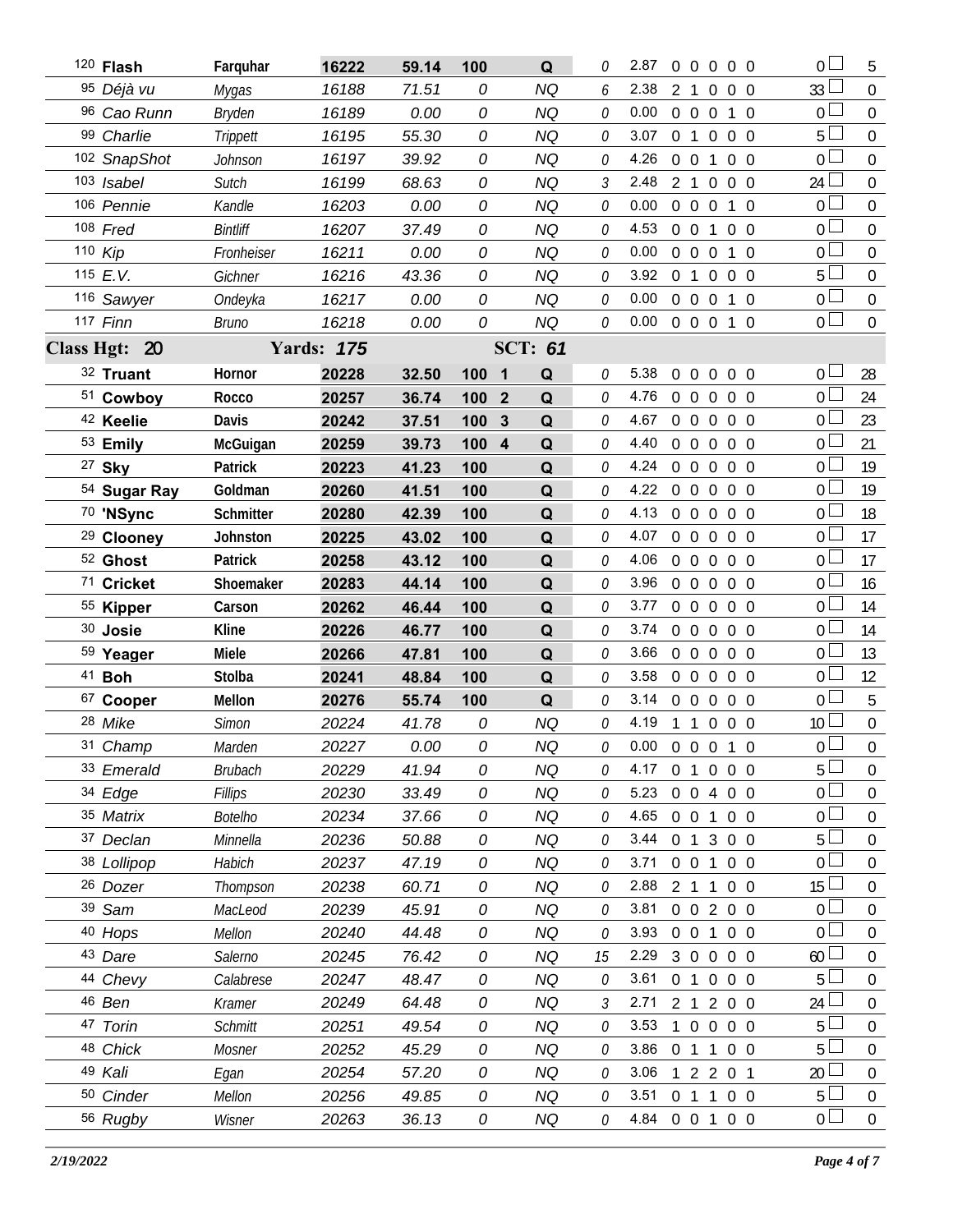| # | Dog | Handler | Number | Time | Score | Place | Q/NQ | Time Faults | YPS | Faults | | | | | Total Faults | Points |
|---|---|---|---|---|---|---|---|---|---|---|---|---|---|---|---|---|
| 120 | **Flash** | **Farquhar** | **16222** | **59.14** | **100** | | **Q** | 0 | 2.87 | 0 | 0 | 0 | 0 | 0 | 0 | 5 |
| 95 | *Déjà vu* | *Mygas* | *16188* | *71.51* | *0* | | *NQ* | 6 | 2.38 | 2 | 1 | 0 | 0 | 0 | 33 | 0 |
| 96 | *Cao Runn* | *Bryden* | *16189* | *0.00* | *0* | | *NQ* | 0 | 0.00 | 0 | 0 | 0 | 1 | 0 | 0 | 0 |
| 99 | *Charlie* | *Trippett* | *16195* | *55.30* | *0* | | *NQ* | 0 | 3.07 | 0 | 1 | 0 | 0 | 0 | 5 | 0 |
| 102 | *SnapShot* | *Johnson* | *16197* | *39.92* | *0* | | *NQ* | 0 | 4.26 | 0 | 0 | 1 | 0 | 0 | 0 | 0 |
| 103 | *Isabel* | *Sutch* | *16199* | *68.63* | *0* | | *NQ* | 3 | 2.48 | 2 | 1 | 0 | 0 | 0 | 24 | 0 |
| 106 | *Pennie* | *Kandle* | *16203* | *0.00* | *0* | | *NQ* | 0 | 0.00 | 0 | 0 | 0 | 1 | 0 | 0 | 0 |
| 108 | *Fred* | *Bintliff* | *16207* | *37.49* | *0* | | *NQ* | 0 | 4.53 | 0 | 0 | 1 | 0 | 0 | 0 | 0 |
| 110 | *Kip* | *Fronheiser* | *16211* | *0.00* | *0* | | *NQ* | 0 | 0.00 | 0 | 0 | 0 | 1 | 0 | 0 | 0 |
| 115 | *E.V.* | *Gichner* | *16216* | *43.36* | *0* | | *NQ* | 0 | 3.92 | 0 | 1 | 0 | 0 | 0 | 5 | 0 |
| 116 | *Sawyer* | *Ondeyka* | *16217* | *0.00* | *0* | | *NQ* | 0 | 0.00 | 0 | 0 | 0 | 1 | 0 | 0 | 0 |
| 117 | *Finn* | *Bruno* | *16218* | *0.00* | *0* | | *NQ* | 0 | 0.00 | 0 | 0 | 0 | 1 | 0 | 0 | 0 |
| **Class Hgt: 20** | | **Yards: 175** | | | | **SCT: 61** | | | | | | | | | | |
| 32 | **Truant** | **Hornor** | **20228** | **32.50** | **100** | **1** | **Q** | 0 | 5.38 | 0 | 0 | 0 | 0 | 0 | 0 | 28 |
| 51 | **Cowboy** | **Rocco** | **20257** | **36.74** | **100** | **2** | **Q** | 0 | 4.76 | 0 | 0 | 0 | 0 | 0 | 0 | 24 |
| 42 | **Keelie** | **Davis** | **20242** | **37.51** | **100** | **3** | **Q** | 0 | 4.67 | 0 | 0 | 0 | 0 | 0 | 0 | 23 |
| 53 | **Emily** | **McGuigan** | **20259** | **39.73** | **100** | **4** | **Q** | 0 | 4.40 | 0 | 0 | 0 | 0 | 0 | 0 | 21 |
| 27 | **Sky** | **Patrick** | **20223** | **41.23** | **100** | | **Q** | 0 | 4.24 | 0 | 0 | 0 | 0 | 0 | 0 | 19 |
| 54 | **Sugar Ray** | **Goldman** | **20260** | **41.51** | **100** | | **Q** | 0 | 4.22 | 0 | 0 | 0 | 0 | 0 | 0 | 19 |
| 70 | **'NSync** | **Schmitter** | **20280** | **42.39** | **100** | | **Q** | 0 | 4.13 | 0 | 0 | 0 | 0 | 0 | 0 | 18 |
| 29 | **Clooney** | **Johnston** | **20225** | **43.02** | **100** | | **Q** | 0 | 4.07 | 0 | 0 | 0 | 0 | 0 | 0 | 17 |
| 52 | **Ghost** | **Patrick** | **20258** | **43.12** | **100** | | **Q** | 0 | 4.06 | 0 | 0 | 0 | 0 | 0 | 0 | 17 |
| 71 | **Cricket** | **Shoemaker** | **20283** | **44.14** | **100** | | **Q** | 0 | 3.96 | 0 | 0 | 0 | 0 | 0 | 0 | 16 |
| 55 | **Kipper** | **Carson** | **20262** | **46.44** | **100** | | **Q** | 0 | 3.77 | 0 | 0 | 0 | 0 | 0 | 0 | 14 |
| 30 | **Josie** | **Kline** | **20226** | **46.77** | **100** | | **Q** | 0 | 3.74 | 0 | 0 | 0 | 0 | 0 | 0 | 14 |
| 59 | **Yeager** | **Miele** | **20266** | **47.81** | **100** | | **Q** | 0 | 3.66 | 0 | 0 | 0 | 0 | 0 | 0 | 13 |
| 41 | **Boh** | **Stolba** | **20241** | **48.84** | **100** | | **Q** | 0 | 3.58 | 0 | 0 | 0 | 0 | 0 | 0 | 12 |
| 67 | **Cooper** | **Mellon** | **20276** | **55.74** | **100** | | **Q** | 0 | 3.14 | 0 | 0 | 0 | 0 | 0 | 0 | 5 |
| 28 | *Mike* | *Simon* | *20224* | *41.78* | *0* | | *NQ* | 0 | 4.19 | 1 | 1 | 0 | 0 | 0 | 10 | 0 |
| 31 | *Champ* | *Marden* | *20227* | *0.00* | *0* | | *NQ* | 0 | 0.00 | 0 | 0 | 0 | 1 | 0 | 0 | 0 |
| 33 | *Emerald* | *Brubach* | *20229* | *41.94* | *0* | | *NQ* | 0 | 4.17 | 0 | 1 | 0 | 0 | 0 | 5 | 0 |
| 34 | *Edge* | *Fillips* | *20230* | *33.49* | *0* | | *NQ* | 0 | 5.23 | 0 | 0 | 4 | 0 | 0 | 0 | 0 |
| 35 | *Matrix* | *Botelho* | *20234* | *37.66* | *0* | | *NQ* | 0 | 4.65 | 0 | 0 | 1 | 0 | 0 | 0 | 0 |
| 37 | *Declan* | *Minnella* | *20236* | *50.88* | *0* | | *NQ* | 0 | 3.44 | 0 | 1 | 3 | 0 | 0 | 5 | 0 |
| 38 | *Lollipop* | *Habich* | *20237* | *47.19* | *0* | | *NQ* | 0 | 3.71 | 0 | 0 | 1 | 0 | 0 | 0 | 0 |
| 26 | *Dozer* | *Thompson* | *20238* | *60.71* | *0* | | *NQ* | 0 | 2.88 | 2 | 1 | 1 | 0 | 0 | 15 | 0 |
| 39 | *Sam* | *MacLeod* | *20239* | *45.91* | *0* | | *NQ* | 0 | 3.81 | 0 | 0 | 2 | 0 | 0 | 0 | 0 |
| 40 | *Hops* | *Mellon* | *20240* | *44.48* | *0* | | *NQ* | 0 | 3.93 | 0 | 0 | 1 | 0 | 0 | 0 | 0 |
| 43 | *Dare* | *Salerno* | *20245* | *76.42* | *0* | | *NQ* | 15 | 2.29 | 3 | 0 | 0 | 0 | 0 | 60 | 0 |
| 44 | *Chevy* | *Calabrese* | *20247* | *48.47* | *0* | | *NQ* | 0 | 3.61 | 0 | 1 | 0 | 0 | 0 | 5 | 0 |
| 46 | *Ben* | *Kramer* | *20249* | *64.48* | *0* | | *NQ* | 3 | 2.71 | 2 | 1 | 2 | 0 | 0 | 24 | 0 |
| 47 | *Torin* | *Schmitt* | *20251* | *49.54* | *0* | | *NQ* | 0 | 3.53 | 1 | 0 | 0 | 0 | 0 | 5 | 0 |
| 48 | *Chick* | *Mosner* | *20252* | *45.29* | *0* | | *NQ* | 0 | 3.86 | 0 | 1 | 1 | 0 | 0 | 5 | 0 |
| 49 | *Kali* | *Egan* | *20254* | *57.20* | *0* | | *NQ* | 0 | 3.06 | 1 | 2 | 2 | 0 | 1 | 20 | 0 |
| 50 | *Cinder* | *Mellon* | *20256* | *49.85* | *0* | | *NQ* | 0 | 3.51 | 0 | 1 | 1 | 0 | 0 | 5 | 0 |
| 56 | *Rugby* | *Wisner* | *20263* | *36.13* | *0* | | *NQ* | 0 | 4.84 | 0 | 0 | 1 | 0 | 0 | 0 | 0 |

*2/19/2022*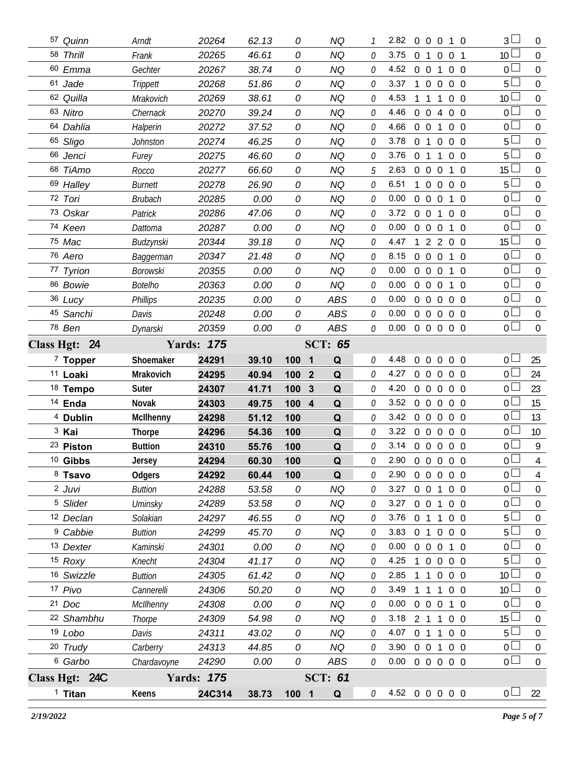| # | Dog | Handler | Armband | Time | Score | Place | Q/NQ | Time Faults | YPS | Faults |  |  |  |  | Total Faults |  | Points |
|---|---|---|---|---|---|---|---|---|---|---|---|---|---|---|---|---|---|
| 57 | *Quinn* | *Arndt* | *20264* | *62.13* | *0* |  | *NQ* | *1* | 2.82 | 0 | 0 | 0 | 1 | 0 | 3 | ☐ | 0 |
| 58 | *Thrill* | *Frank* | *20265* | *46.61* | *0* |  | *NQ* | *0* | 3.75 | 0 | 1 | 0 | 0 | 1 | 10 | ☐ | 0 |
| 60 | *Emma* | *Gechter* | *20267* | *38.74* | *0* |  | *NQ* | *0* | 4.52 | 0 | 0 | 1 | 0 | 0 | 0 | ☐ | 0 |
| 61 | *Jade* | *Trippett* | *20268* | *51.86* | *0* |  | *NQ* | *0* | 3.37 | 1 | 0 | 0 | 0 | 0 | 5 | ☐ | 0 |
| 62 | *Quilla* | *Mrakovich* | *20269* | *38.61* | *0* |  | *NQ* | *0* | 4.53 | 1 | 1 | 1 | 0 | 0 | 10 | ☐ | 0 |
| 63 | *Nitro* | *Chernack* | *20270* | *39.24* | *0* |  | *NQ* | *0* | 4.46 | 0 | 0 | 4 | 0 | 0 | 0 | ☐ | 0 |
| 64 | *Dahlia* | *Halperin* | *20272* | *37.52* | *0* |  | *NQ* | *0* | 4.66 | 0 | 0 | 1 | 0 | 0 | 0 | ☐ | 0 |
| 65 | *Sligo* | *Johnston* | *20274* | *46.25* | *0* |  | *NQ* | *0* | 3.78 | 0 | 1 | 0 | 0 | 0 | 5 | ☐ | 0 |
| 66 | *Jenci* | *Furey* | *20275* | *46.60* | *0* |  | *NQ* | *0* | 3.76 | 0 | 1 | 1 | 0 | 0 | 5 | ☐ | 0 |
| 68 | *TiAmo* | *Rocco* | *20277* | *66.60* | *0* |  | *NQ* | *5* | 2.63 | 0 | 0 | 0 | 1 | 0 | 15 | ☐ | 0 |
| 69 | *Halley* | *Burnett* | *20278* | *26.90* | *0* |  | *NQ* | *0* | 6.51 | 1 | 0 | 0 | 0 | 0 | 5 | ☐ | 0 |
| 72 | *Tori* | *Brubach* | *20285* | *0.00* | *0* |  | *NQ* | *0* | 0.00 | 0 | 0 | 0 | 1 | 0 | 0 | ☐ | 0 |
| 73 | *Oskar* | *Patrick* | *20286* | *47.06* | *0* |  | *NQ* | *0* | 3.72 | 0 | 0 | 1 | 0 | 0 | 0 | ☐ | 0 |
| 74 | *Keen* | *Dattoma* | *20287* | *0.00* | *0* |  | *NQ* | *0* | 0.00 | 0 | 0 | 0 | 1 | 0 | 0 | ☐ | 0 |
| 75 | *Mac* | *Budzynski* | *20344* | *39.18* | *0* |  | *NQ* | *0* | 4.47 | 1 | 2 | 2 | 0 | 0 | 15 | ☐ | 0 |
| 76 | *Aero* | *Baggerman* | *20347* | *21.48* | *0* |  | *NQ* | *0* | 8.15 | 0 | 0 | 0 | 1 | 0 | 0 | ☐ | 0 |
| 77 | *Tyrion* | *Borowski* | *20355* | *0.00* | *0* |  | *NQ* | *0* | 0.00 | 0 | 0 | 0 | 1 | 0 | 0 | ☐ | 0 |
| 86 | *Bowie* | *Botelho* | *20363* | *0.00* | *0* |  | *NQ* | *0* | 0.00 | 0 | 0 | 0 | 1 | 0 | 0 | ☐ | 0 |
| 36 | *Lucy* | *Phillips* | *20235* | *0.00* | *0* |  | *ABS* | *0* | 0.00 | 0 | 0 | 0 | 0 | 0 | 0 | ☐ | 0 |
| 45 | *Sanchi* | *Davis* | *20248* | *0.00* | *0* |  | *ABS* | *0* | 0.00 | 0 | 0 | 0 | 0 | 0 | 0 | ☐ | 0 |
| 78 | *Ben* | *Dynarski* | *20359* | *0.00* | *0* |  | *ABS* | *0* | 0.00 | 0 | 0 | 0 | 0 | 0 | 0 | ☐ | 0 |
| **Class Hgt: 24** |  | **Yards: *175*** |  |  |  | **SCT: *65*** |  |  |  |  |  |  |  |  |  |  |  |
| 7 | **Topper** | **Shoemaker** | **24291** | **39.10** | **100** | **1** | **Q** | *0* | 4.48 | 0 | 0 | 0 | 0 | 0 | 0 | ☐ | 25 |
| 11 | **Loaki** | **Mrakovich** | **24295** | **40.94** | **100** | **2** | **Q** | *0* | 4.27 | 0 | 0 | 0 | 0 | 0 | 0 | ☐ | 24 |
| 18 | **Tempo** | **Suter** | **24307** | **41.71** | **100** | **3** | **Q** | *0* | 4.20 | 0 | 0 | 0 | 0 | 0 | 0 | ☐ | 23 |
| 14 | **Enda** | **Novak** | **24303** | **49.75** | **100** | **4** | **Q** | *0* | 3.52 | 0 | 0 | 0 | 0 | 0 | 0 | ☐ | 15 |
| 4 | **Dublin** | **McIlhenny** | **24298** | **51.12** | **100** |  | **Q** | *0* | 3.42 | 0 | 0 | 0 | 0 | 0 | 0 | ☐ | 13 |
| 3 | **Kai** | **Thorpe** | **24296** | **54.36** | **100** |  | **Q** | *0* | 3.22 | 0 | 0 | 0 | 0 | 0 | 0 | ☐ | 10 |
| 23 | **Piston** | **Buttion** | **24310** | **55.76** | **100** |  | **Q** | *0* | 3.14 | 0 | 0 | 0 | 0 | 0 | 0 | ☐ | 9 |
| 10 | **Gibbs** | **Jersey** | **24294** | **60.30** | **100** |  | **Q** | *0* | 2.90 | 0 | 0 | 0 | 0 | 0 | 0 | ☐ | 4 |
| 8 | **Tsavo** | **Odgers** | **24292** | **60.44** | **100** |  | **Q** | *0* | 2.90 | 0 | 0 | 0 | 0 | 0 | 0 | ☐ | 4 |
| 2 | *Juvi* | *Buttion* | *24288* | *53.58* | *0* |  | *NQ* | *0* | 3.27 | 0 | 0 | 1 | 0 | 0 | 0 | ☐ | 0 |
| 5 | *Slider* | *Uminsky* | *24289* | *53.58* | *0* |  | *NQ* | *0* | 3.27 | 0 | 0 | 1 | 0 | 0 | 0 | ☐ | 0 |
| 12 | *Declan* | *Solakian* | *24297* | *46.55* | *0* |  | *NQ* | *0* | 3.76 | 0 | 1 | 1 | 0 | 0 | 5 | ☐ | 0 |
| 9 | *Cabbie* | *Buttion* | *24299* | *45.70* | *0* |  | *NQ* | *0* | 3.83 | 0 | 1 | 0 | 0 | 0 | 5 | ☐ | 0 |
| 13 | *Dexter* | *Kaminski* | *24301* | *0.00* | *0* |  | *NQ* | *0* | 0.00 | 0 | 0 | 0 | 1 | 0 | 0 | ☐ | 0 |
| 15 | *Roxy* | *Knecht* | *24304* | *41.17* | *0* |  | *NQ* | *0* | 4.25 | 1 | 0 | 0 | 0 | 0 | 5 | ☐ | 0 |
| 16 | *Swizzle* | *Buttion* | *24305* | *61.42* | *0* |  | *NQ* | *0* | 2.85 | 1 | 1 | 0 | 0 | 0 | 10 | ☐ | 0 |
| 17 | *Pivo* | *Cannerelli* | *24306* | *50.20* | *0* |  | *NQ* | *0* | 3.49 | 1 | 1 | 1 | 0 | 0 | 10 | ☐ | 0 |
| 21 | *Doc* | *McIlhenny* | *24308* | *0.00* | *0* |  | *NQ* | *0* | 0.00 | 0 | 0 | 0 | 1 | 0 | 0 | ☐ | 0 |
| 22 | *Shambhu* | *Thorpe* | *24309* | *54.98* | *0* |  | *NQ* | *0* | 3.18 | 2 | 1 | 1 | 0 | 0 | 15 | ☐ | 0 |
| 19 | *Lobo* | *Davis* | *24311* | *43.02* | *0* |  | *NQ* | *0* | 4.07 | 0 | 1 | 1 | 0 | 0 | 5 | ☐ | 0 |
| 20 | *Trudy* | *Carberry* | *24313* | *44.85* | *0* |  | *NQ* | *0* | 3.90 | 0 | 0 | 1 | 0 | 0 | 0 | ☐ | 0 |
| 6 | *Garbo* | *Chardavoyne* | *24290* | *0.00* | *0* |  | *ABS* | *0* | 0.00 | 0 | 0 | 0 | 0 | 0 | 0 | ☐ | 0 |
| **Class Hgt: 24C** |  | **Yards: *175*** |  |  |  | **SCT: *61*** |  |  |  |  |  |  |  |  |  |  |  |
| 1 | **Titan** | **Keens** | **24C314** | **38.73** | **100** | **1** | **Q** | *0* | 4.52 | 0 | 0 | 0 | 0 | 0 | 0 | ☐ | 22 |

*2/19/2022*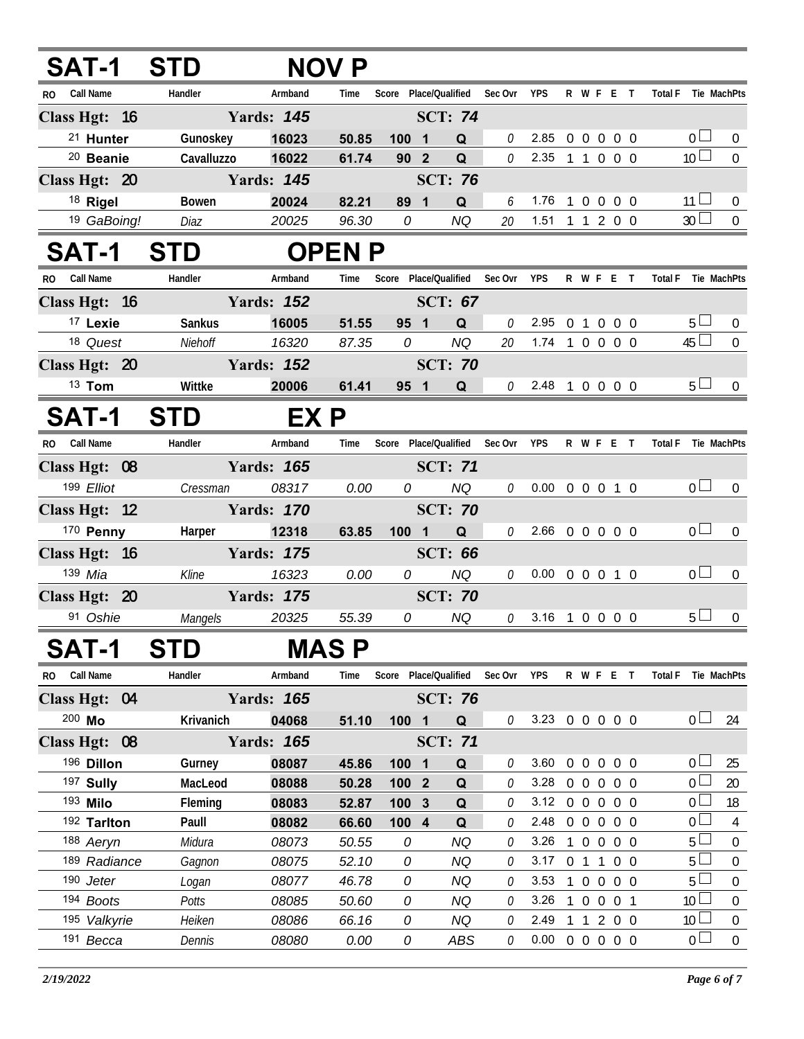## SAT-1 STD NOV P

| RO | Call Name | Handler | Armband | Time | Score | Place/Qualified | | Sec Ovr | YPS | R | W | F | E | T | Total F | Tie | MachPts |
|---|---|---|---|---|---|---|---|---|---|---|---|---|---|---|---|---|---|
| **Class Hgt: 16** | | **Yards: 145** | | | | **SCT: 74** | | | | | | | | | | | |
| 21 | **Hunter** | **Gunoskey** | **16023** | **50.85** | **100** | **1** | **Q** | 0 | 2.85 | 0 | 0 | 0 | 0 | 0 | 0 | ☐ | 0 |
| 20 | **Beanie** | **Cavalluzzo** | **16022** | **61.74** | **90** | **2** | **Q** | 0 | 2.35 | 1 | 1 | 0 | 0 | 0 | 10 | ☐ | 0 |
| **Class Hgt: 20** | | **Yards: 145** | | | | **SCT: 76** | | | | | | | | | | | |
| 18 | **Rigel** | **Bowen** | **20024** | **82.21** | **89** | **1** | **Q** | 6 | 1.76 | 1 | 0 | 0 | 0 | 0 | 11 | ☐ | 0 |
| 19 | *GaBoing!* | *Diaz* | *20025* | *96.30* | *0* | | *NQ* | 20 | 1.51 | 1 | 1 | 2 | 0 | 0 | 30 | ☐ | 0 |

## SAT-1 STD OPEN P

| RO | Call Name | Handler | Armband | Time | Score | Place/Qualified | | Sec Ovr | YPS | R | W | F | E | T | Total F | Tie | MachPts |
|---|---|---|---|---|---|---|---|---|---|---|---|---|---|---|---|---|---|
| **Class Hgt: 16** | | **Yards: 152** | | | | **SCT: 67** | | | | | | | | | | | |
| 17 | **Lexie** | **Sankus** | **16005** | **51.55** | **95** | **1** | **Q** | 0 | 2.95 | 0 | 1 | 0 | 0 | 0 | 5 | ☐ | 0 |
| 18 | *Quest* | *Niehoff* | *16320* | *87.35* | *0* | | *NQ* | 20 | 1.74 | 1 | 0 | 0 | 0 | 0 | 45 | ☐ | 0 |
| **Class Hgt: 20** | | **Yards: 152** | | | | **SCT: 70** | | | | | | | | | | | |
| 13 | **Tom** | **Wittke** | **20006** | **61.41** | **95** | **1** | **Q** | 0 | 2.48 | 1 | 0 | 0 | 0 | 0 | 5 | ☐ | 0 |

## SAT-1 STD EX P

| RO | Call Name | Handler | Armband | Time | Score | Place/Qualified | | Sec Ovr | YPS | R | W | F | E | T | Total F | Tie | MachPts |
|---|---|---|---|---|---|---|---|---|---|---|---|---|---|---|---|---|---|
| **Class Hgt: 08** | | **Yards: 165** | | | | **SCT: 71** | | | | | | | | | | | |
| 199 | *Elliot* | *Cressman* | *08317* | *0.00* | *0* | | *NQ* | 0 | 0.00 | 0 | 0 | 0 | 1 | 0 | 0 | ☐ | 0 |
| **Class Hgt: 12** | | **Yards: 170** | | | | **SCT: 70** | | | | | | | | | | | |
| 170 | **Penny** | **Harper** | **12318** | **63.85** | **100** | **1** | **Q** | 0 | 2.66 | 0 | 0 | 0 | 0 | 0 | 0 | ☐ | 0 |
| **Class Hgt: 16** | | **Yards: 175** | | | | **SCT: 66** | | | | | | | | | | | |
| 139 | *Mia* | *Kline* | *16323* | *0.00* | *0* | | *NQ* | 0 | 0.00 | 0 | 0 | 0 | 1 | 0 | 0 | ☐ | 0 |
| **Class Hgt: 20** | | **Yards: 175** | | | | **SCT: 70** | | | | | | | | | | | |
| 91 | *Oshie* | *Mangels* | *20325* | *55.39* | *0* | | *NQ* | 0 | 3.16 | 1 | 0 | 0 | 0 | 0 | 5 | ☐ | 0 |

## SAT-1 STD MAS P

| RO | Call Name | Handler | Armband | Time | Score | Place/Qualified | | Sec Ovr | YPS | R | W | F | E | T | Total F | Tie | MachPts |
|---|---|---|---|---|---|---|---|---|---|---|---|---|---|---|---|---|---|
| **Class Hgt: 04** | | **Yards: 165** | | | | **SCT: 76** | | | | | | | | | | | |
| 200 | **Mo** | **Krivanich** | **04068** | **51.10** | **100** | **1** | **Q** | 0 | 3.23 | 0 | 0 | 0 | 0 | 0 | 0 | ☐ | 24 |
| **Class Hgt: 08** | | **Yards: 165** | | | | **SCT: 71** | | | | | | | | | | | |
| 196 | **Dillon** | **Gurney** | **08087** | **45.86** | **100** | **1** | **Q** | 0 | 3.60 | 0 | 0 | 0 | 0 | 0 | 0 | ☐ | 25 |
| 197 | **Sully** | **MacLeod** | **08088** | **50.28** | **100** | **2** | **Q** | 0 | 3.28 | 0 | 0 | 0 | 0 | 0 | 0 | ☐ | 20 |
| 193 | **Milo** | **Fleming** | **08083** | **52.87** | **100** | **3** | **Q** | 0 | 3.12 | 0 | 0 | 0 | 0 | 0 | 0 | ☐ | 18 |
| 192 | **Tarlton** | **Paull** | **08082** | **66.60** | **100** | **4** | **Q** | 0 | 2.48 | 0 | 0 | 0 | 0 | 0 | 0 | ☐ | 4 |
| 188 | *Aeryn* | *Midura* | *08073* | *50.55* | *0* | | *NQ* | 0 | 3.26 | 1 | 0 | 0 | 0 | 0 | 5 | ☐ | 0 |
| 189 | *Radiance* | *Gagnon* | *08075* | *52.10* | *0* | | *NQ* | 0 | 3.17 | 0 | 1 | 1 | 0 | 0 | 5 | ☐ | 0 |
| 190 | *Jeter* | *Logan* | *08077* | *46.78* | *0* | | *NQ* | 0 | 3.53 | 1 | 0 | 0 | 0 | 0 | 5 | ☐ | 0 |
| 194 | *Boots* | *Potts* | *08085* | *50.60* | *0* | | *NQ* | 0 | 3.26 | 1 | 0 | 0 | 0 | 1 | 10 | ☐ | 0 |
| 195 | *Valkyrie* | *Heiken* | *08086* | *66.16* | *0* | | *NQ* | 0 | 2.49 | 1 | 1 | 2 | 0 | 0 | 10 | ☐ | 0 |
| 191 | *Becca* | *Dennis* | *08080* | *0.00* | *0* | | *ABS* | 0 | 0.00 | 0 | 0 | 0 | 0 | 0 | 0 | ☐ | 0 |

*2/19/2022*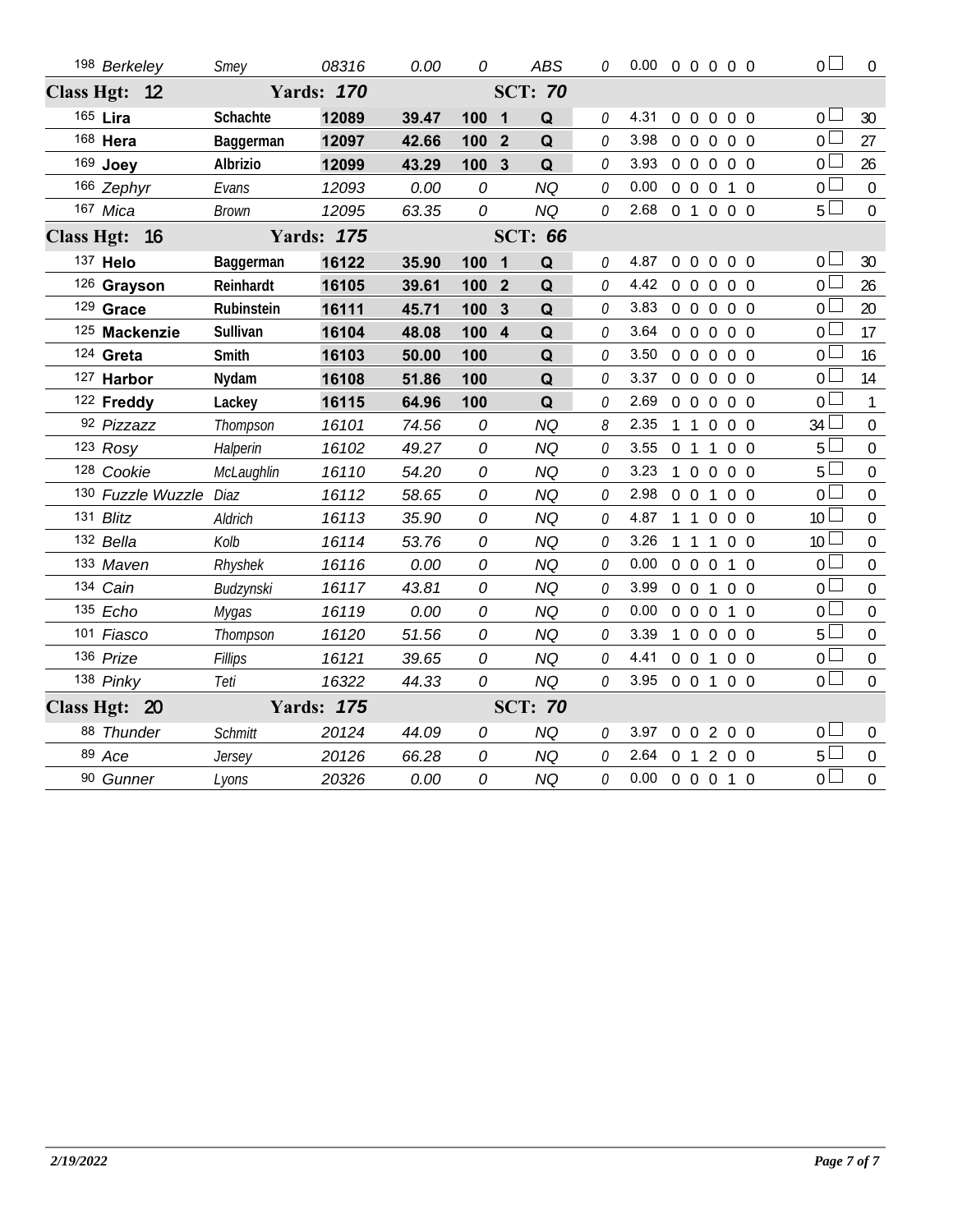| | | | | | | | | | | | | | | |
|---|---|---|---|---|---|---|---|---|---|---|---|---|---|---|
| 198 *Berkeley* | *Smey* | *08316* | *0.00* | *0* | | *ABS* | *0* | 0.00 | 0 | 0 | 0 | 0 | 0 | 0 ☐ | 0 |
| **Class Hgt: 12** | | **Yards: 170** | | | | **SCT: 70** | | | | | | | | | |
| 165 **Lira** | **Schachte** | **12089** | **39.47** | **100** | **1** | **Q** | 0 | 4.31 | 0 | 0 | 0 | 0 | 0 | 0 ☐ | 30 |
| 168 **Hera** | **Baggerman** | **12097** | **42.66** | **100** | **2** | **Q** | 0 | 3.98 | 0 | 0 | 0 | 0 | 0 | 0 ☐ | 27 |
| 169 **Joey** | **Albrizio** | **12099** | **43.29** | **100** | **3** | **Q** | 0 | 3.93 | 0 | 0 | 0 | 0 | 0 | 0 ☐ | 26 |
| 166 *Zephyr* | *Evans* | *12093* | *0.00* | *0* | | *NQ* | *0* | 0.00 | 0 | 0 | 0 | 1 | 0 | 0 ☐ | 0 |
| 167 *Mica* | *Brown* | *12095* | *63.35* | *0* | | *NQ* | *0* | 2.68 | 0 | 1 | 0 | 0 | 0 | 5 ☐ | 0 |
| **Class Hgt: 16** | | **Yards: 175** | | | | **SCT: 66** | | | | | | | | | |
| 137 **Helo** | **Baggerman** | **16122** | **35.90** | **100** | **1** | **Q** | 0 | 4.87 | 0 | 0 | 0 | 0 | 0 | 0 ☐ | 30 |
| 126 **Grayson** | **Reinhardt** | **16105** | **39.61** | **100** | **2** | **Q** | 0 | 4.42 | 0 | 0 | 0 | 0 | 0 | 0 ☐ | 26 |
| 129 **Grace** | **Rubinstein** | **16111** | **45.71** | **100** | **3** | **Q** | 0 | 3.83 | 0 | 0 | 0 | 0 | 0 | 0 ☐ | 20 |
| 125 **Mackenzie** | **Sullivan** | **16104** | **48.08** | **100** | **4** | **Q** | 0 | 3.64 | 0 | 0 | 0 | 0 | 0 | 0 ☐ | 17 |
| 124 **Greta** | **Smith** | **16103** | **50.00** | **100** | | **Q** | 0 | 3.50 | 0 | 0 | 0 | 0 | 0 | 0 ☐ | 16 |
| 127 **Harbor** | **Nydam** | **16108** | **51.86** | **100** | | **Q** | 0 | 3.37 | 0 | 0 | 0 | 0 | 0 | 0 ☐ | 14 |
| 122 **Freddy** | **Lackey** | **16115** | **64.96** | **100** | | **Q** | 0 | 2.69 | 0 | 0 | 0 | 0 | 0 | 0 ☐ | 1 |
| 92 *Pizzazz* | *Thompson* | *16101* | *74.56* | *0* | | *NQ* | *8* | 2.35 | 1 | 1 | 0 | 0 | 0 | 34 ☐ | 0 |
| 123 *Rosy* | *Halperin* | *16102* | *49.27* | *0* | | *NQ* | *0* | 3.55 | 0 | 1 | 1 | 0 | 0 | 5 ☐ | 0 |
| 128 *Cookie* | *McLaughlin* | *16110* | *54.20* | *0* | | *NQ* | *0* | 3.23 | 1 | 0 | 0 | 0 | 0 | 5 ☐ | 0 |
| 130 *Fuzzle Wuzzle* | *Diaz* | *16112* | *58.65* | *0* | | *NQ* | *0* | 2.98 | 0 | 0 | 1 | 0 | 0 | 0 ☐ | 0 |
| 131 *Blitz* | *Aldrich* | *16113* | *35.90* | *0* | | *NQ* | *0* | 4.87 | 1 | 1 | 0 | 0 | 0 | 10 ☐ | 0 |
| 132 *Bella* | *Kolb* | *16114* | *53.76* | *0* | | *NQ* | *0* | 3.26 | 1 | 1 | 1 | 0 | 0 | 10 ☐ | 0 |
| 133 *Maven* | *Rhyshek* | *16116* | *0.00* | *0* | | *NQ* | *0* | 0.00 | 0 | 0 | 0 | 1 | 0 | 0 ☐ | 0 |
| 134 *Cain* | *Budzynski* | *16117* | *43.81* | *0* | | *NQ* | *0* | 3.99 | 0 | 0 | 1 | 0 | 0 | 0 ☐ | 0 |
| 135 *Echo* | *Mygas* | *16119* | *0.00* | *0* | | *NQ* | *0* | 0.00 | 0 | 0 | 0 | 1 | 0 | 0 ☐ | 0 |
| 101 *Fiasco* | *Thompson* | *16120* | *51.56* | *0* | | *NQ* | *0* | 3.39 | 1 | 0 | 0 | 0 | 0 | 5 ☐ | 0 |
| 136 *Prize* | *Fillips* | *16121* | *39.65* | *0* | | *NQ* | *0* | 4.41 | 0 | 0 | 1 | 0 | 0 | 0 ☐ | 0 |
| 138 *Pinky* | *Teti* | *16322* | *44.33* | *0* | | *NQ* | *0* | 3.95 | 0 | 0 | 1 | 0 | 0 | 0 ☐ | 0 |
| **Class Hgt: 20** | | **Yards: 175** | | | | **SCT: 70** | | | | | | | | | |
| 88 *Thunder* | *Schmitt* | *20124* | *44.09* | *0* | | *NQ* | *0* | 3.97 | 0 | 0 | 2 | 0 | 0 | 0 ☐ | 0 |
| 89 *Ace* | *Jersey* | *20126* | *66.28* | *0* | | *NQ* | *0* | 2.64 | 0 | 1 | 2 | 0 | 0 | 5 ☐ | 0 |
| 90 *Gunner* | *Lyons* | *20326* | *0.00* | *0* | | *NQ* | *0* | 0.00 | 0 | 0 | 0 | 1 | 0 | 0 ☐ | 0 |

*2/19/2022*